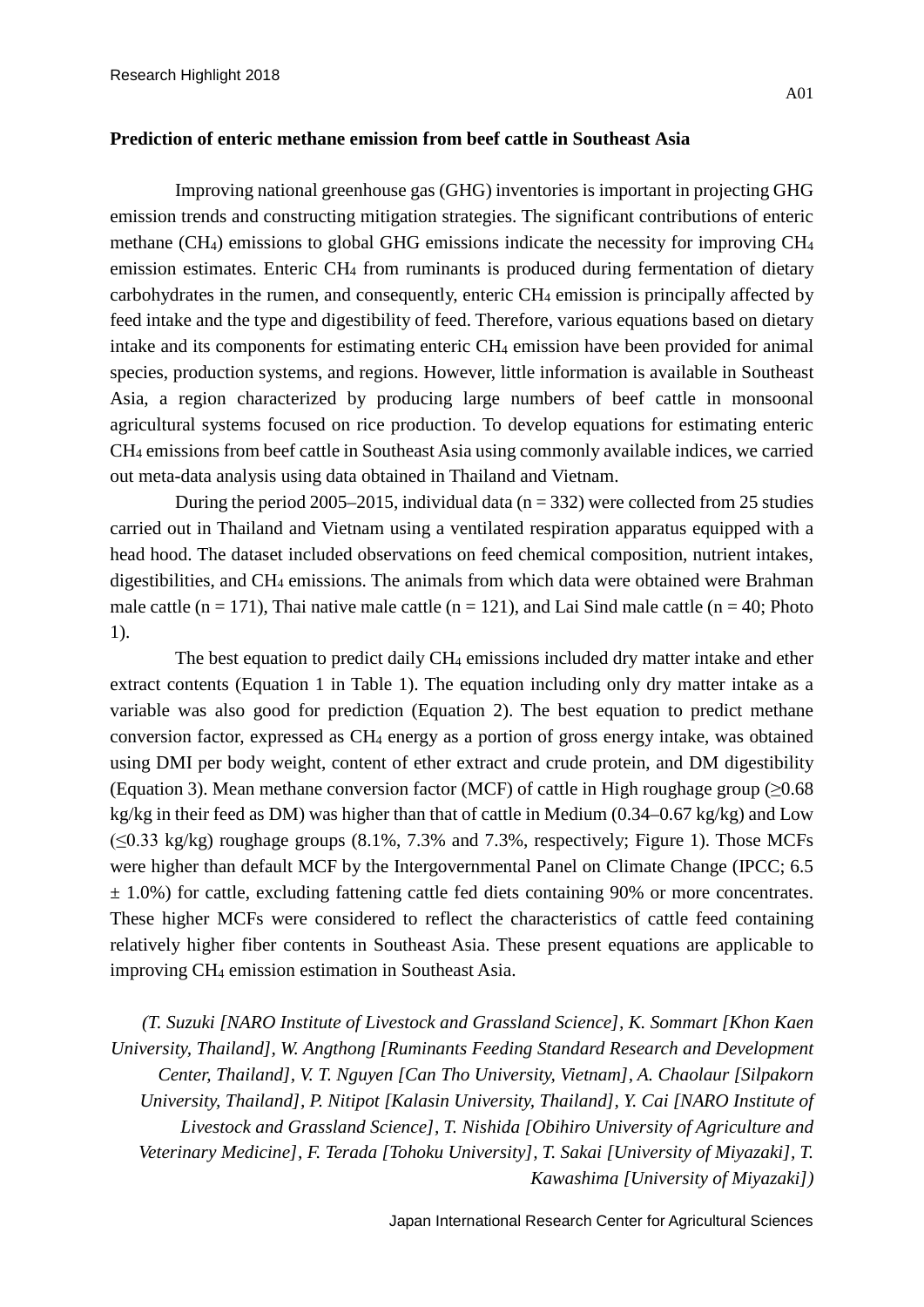## Prediction of enteric methane emission from beef cattle in Southeast Asia

Improving national greenhouse gas (GHG) inventories is important in projecting GHG emission trends and constructing mitigation strategies. The significant contributions of enteric methane ($CH_4$) emissions to global GHG emissions indicate the necessity for improving $CH_4$ emission estimates. Enteric $CH_4$ from ruminants is produced during fermentation of dietary carbohydrates in the rumen, and consequently, enteric $CH_4$ emission is principally affected by feed intake and the type and digestibility of feed. Therefore, various equations based on dietary intake and its components for estimating enteric $CH_4$ emission have been provided for animal species, production systems, and regions. However, little information is available in Southeast Asia, a region characterized by producing large numbers of beef cattle in monsoonal agricultural systems focused on rice production. To develop equations for estimating enteric $CH_4$ emissions from beef cattle in Southeast Asia using commonly available indices, we carried out meta-data analysis using data obtained in Thailand and Vietnam.

During the period 2005–2015, individual data ($n = 332$) were collected from 25 studies carried out in Thailand and Vietnam using a ventilated respiration apparatus equipped with a head hood. The dataset included observations on feed chemical composition, nutrient intakes, digestibilities, and $CH_4$ emissions. The animals from which data were obtained were Brahman male cattle ($n = 171$), Thai native male cattle ($n = 121$), and Lai Sind male cattle ($n = 40$; Photo 1).

The best equation to predict daily $CH_4$ emissions included dry matter intake and ether extract contents (Equation 1 in Table 1). The equation including only dry matter intake as a variable was also good for prediction (Equation 2). The best equation to predict methane conversion factor, expressed as $CH_4$ energy as a portion of gross energy intake, was obtained using DMI per body weight, content of ether extract and crude protein, and DM digestibility (Equation 3). Mean methane conversion factor (MCF) of cattle in High roughage group ($\geq$0.68 kg/kg in their feed as DM) was higher than that of cattle in Medium (0.34–0.67 kg/kg) and Low ($\leq$0.33 kg/kg) roughage groups (8.1%, 7.3% and 7.3%, respectively; Figure 1). Those MCFs were higher than default MCF by the Intergovernmental Panel on Climate Change (IPCC; 6.5 $\pm$ 1.0%) for cattle, excluding fattening cattle fed diets containing 90% or more concentrates. These higher MCFs were considered to reflect the characteristics of cattle feed containing relatively higher fiber contents in Southeast Asia. These present equations are applicable to improving $CH_4$ emission estimation in Southeast Asia.

*(T. Suzuki [NARO Institute of Livestock and Grassland Science], K. Sommart [Khon Kaen University, Thailand], W. Angthong [Ruminants Feeding Standard Research and Development Center, Thailand], V. T. Nguyen [Can Tho University, Vietnam], A. Chaolaur [Silpakorn University, Thailand], P. Nitipot [Kalasin University, Thailand], Y. Cai [NARO Institute of Livestock and Grassland Science], T. Nishida [Obihiro University of Agriculture and Veterinary Medicine], F. Terada [Tohoku University], T. Sakai [University of Miyazaki], T. Kawashima [University of Miyazaki])*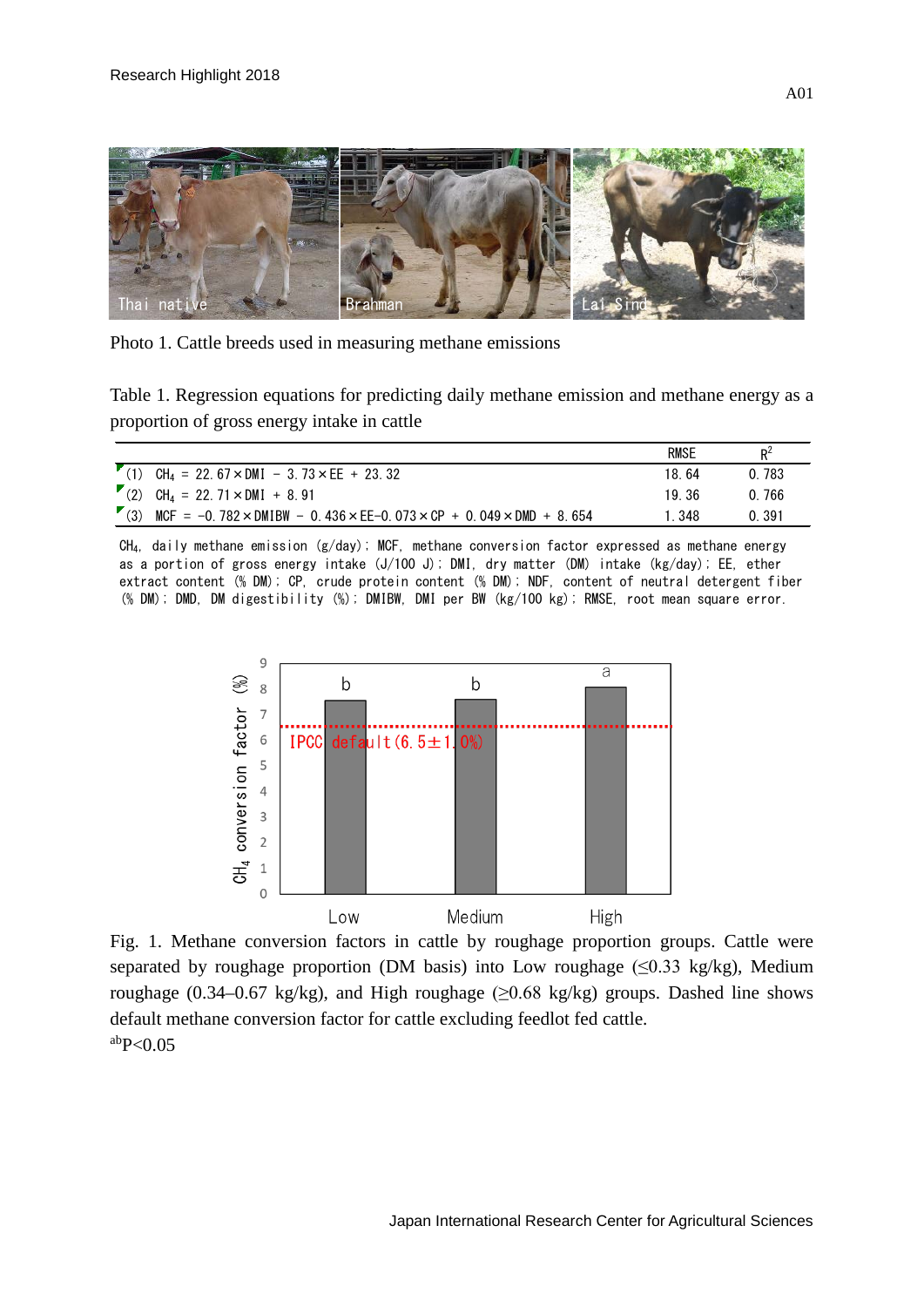Thai native

Brahman

Lai Sind

Photo 1. Cattle breeds used in measuring methane emissions

Table 1. Regression equations for predicting daily methane emission and methane energy as a proportion of gross energy intake in cattle

| | RMSE | $R^2$ |
|---|---|---|
| (1) $CH_4 = 22.67 \times DMI - 3.73 \times EE + 23.32$ | 18.64 | 0.783 |
| (2) $CH_4 = 22.71 \times DMI + 8.91$ | 19.36 | 0.766 |
| (3) $MCF = -0.782 \times DMIBW - 0.436 \times EE - 0.073 \times CP + 0.049 \times DMD + 8.654$ | 1.348 | 0.391 |

$CH_4$, daily methane emission (g/day); MCF, methane conversion factor expressed as methane energy as a portion of gross energy intake (J/100 J); DMI, dry matter (DM) intake (kg/day); EE, ether extract content (% DM); CP, crude protein content (% DM); NDF, content of neutral detergent fiber (% DM); DMD, DM digestibility (%); DMIBW, DMI per BW (kg/100 kg); RMSE, root mean square error.

$CH_4$ conversion factor (%)

0
1
2
3
4
5
6
7
8
9

b
b
a

IPCC default (6.5±1.0%)

Low
Medium
High

Fig. 1. Methane conversion factors in cattle by roughage proportion groups. Cattle were separated by roughage proportion (DM basis) into Low roughage (≤0.33 kg/kg), Medium roughage (0.34–0.67 kg/kg), and High roughage (≥0.68 kg/kg) groups. Dashed line shows default methane conversion factor for cattle excluding feedlot fed cattle.

[ab]$P<0.05$